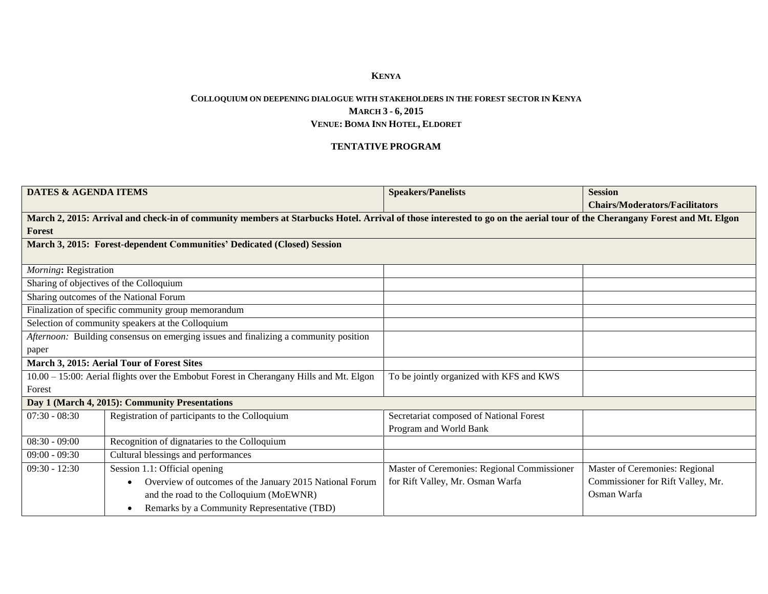**KENYA**

**COLLOQUIUM ON DEEPENING DIALOGUE WITH STAKEHOLDERS IN THE FOREST SECTOR IN KENYA**
**MARCH 3 - 6, 2015**
**VENUE: BOMA INN HOTEL, ELDORET**

**TENTATIVE PROGRAM**

| **DATES & AGENDA ITEMS** | | **Speakers/Panelists** | **Session Chairs/Moderators/Facilitators** |
|---|---|---|---|
| **March 2, 2015: Arrival and check-in of community members at Starbucks Hotel. Arrival of those interested to go on the aerial tour of the Cherangany Forest and Mt. Elgon Forest** | | | |
| **March 3, 2015: Forest-dependent Communities' Dedicated (Closed) Session** | | | |
| *Morning*: Registration | | | |
| Sharing of objectives of the Colloquium | | | |
| Sharing outcomes of the National Forum | | | |
| Finalization of specific community group memorandum | | | |
| Selection of community speakers at the Colloquium | | | |
| *Afternoon:* Building consensus on emerging issues and finalizing a community position paper | | | |
| **March 3, 2015: Aerial Tour of Forest Sites** | | | |
| 10.00 – 15:00: Aerial flights over the Embobut Forest in Cherangany Hills and Mt. Elgon Forest | | To be jointly organized with KFS and KWS | |
| **Day 1 (March 4, 2015): Community Presentations** | | | |
| 07:30 - 08:30 | Registration of participants to the Colloquium | Secretariat composed of National Forest Program and World Bank | |
| 08:30 - 09:00 | Recognition of dignataries to the Colloquium | | |
| 09:00 - 09:30 | Cultural blessings and performances | | |
| 09:30 - 12:30 | Session 1.1: Official opening<br>• Overview of outcomes of the January 2015 National Forum and the road to the Colloquium (MoEWNR)<br>• Remarks by a Community Representative (TBD) | Master of Ceremonies: Regional Commissioner for Rift Valley, Mr. Osman Warfa | Master of Ceremonies: Regional Commissioner for Rift Valley, Mr. Osman Warfa |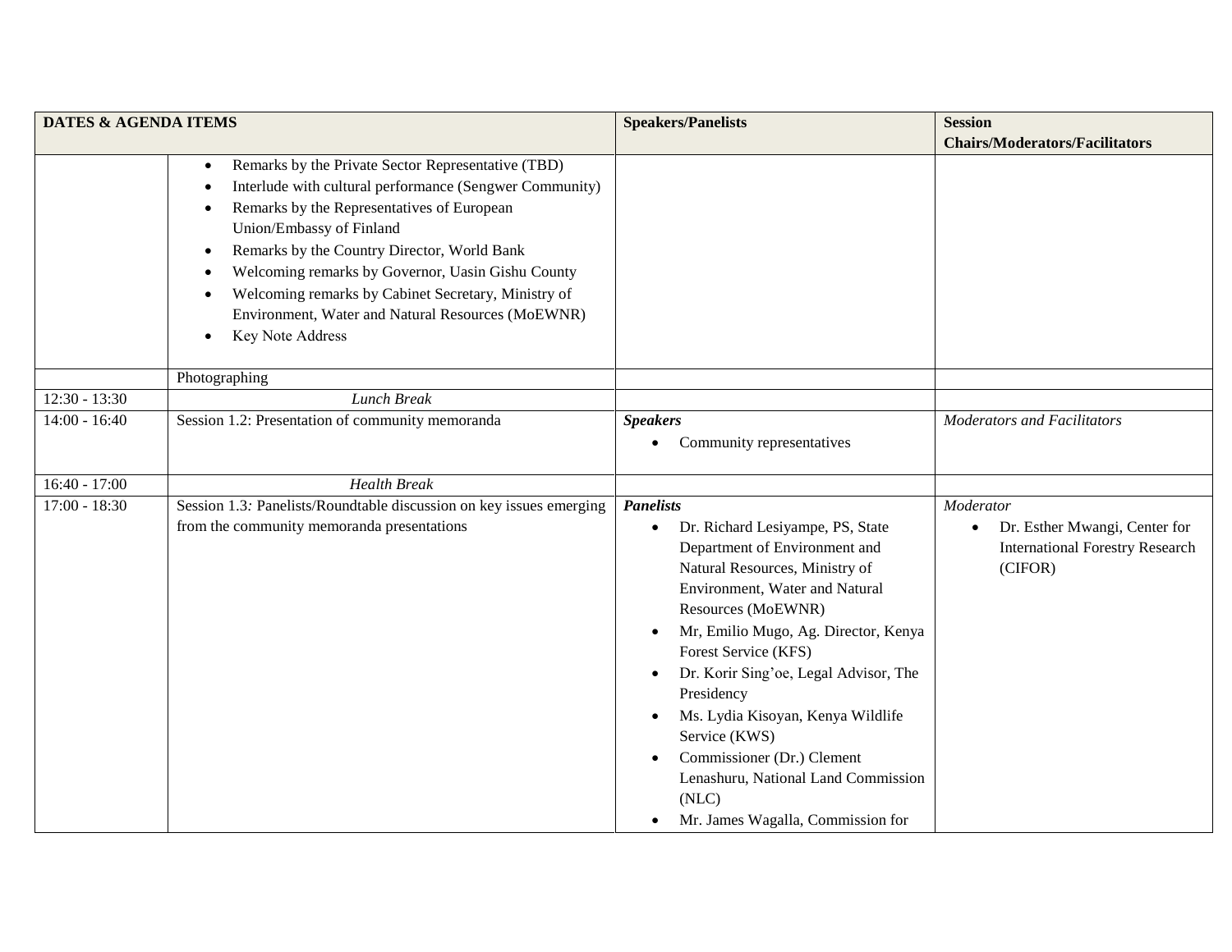| DATES & AGENDA ITEMS | | Speakers/Panelists | Session Chairs/Moderators/Facilitators |
|---|---|---|---|
| | • Remarks by the Private Sector Representative (TBD)<br>• Interlude with cultural performance (Sengwer Community)<br>• Remarks by the Representatives of European Union/Embassy of Finland<br>• Remarks by the Country Director, World Bank<br>• Welcoming remarks by Governor, Uasin Gishu County<br>• Welcoming remarks by Cabinet Secretary, Ministry of Environment, Water and Natural Resources (MoEWNR)<br>• Key Note Address | | |
| | Photographing | | |
| 12:30 - 13:30 | *Lunch Break* | | |
| 14:00 - 16:40 | Session 1.2: Presentation of community memoranda | ***Speakers***<br>• Community representatives | *Moderators and Facilitators* |
| 16:40 - 17:00 | *Health Break* | | |
| 17:00 - 18:30 | Session 1.3*:* Panelists/Roundtable discussion on key issues emerging from the community memoranda presentations | ***Panelists***<br>• Dr. Richard Lesiyampe, PS, State Department of Environment and Natural Resources, Ministry of Environment, Water and Natural Resources (MoEWNR)<br>• Mr, Emilio Mugo, Ag. Director, Kenya Forest Service (KFS)<br>• Dr. Korir Sing'oe, Legal Advisor, The Presidency<br>• Ms. Lydia Kisoyan, Kenya Wildlife Service (KWS)<br>• Commissioner (Dr.) Clement Lenashuru, National Land Commission (NLC)<br>• Mr. James Wagalla, Commission for | *Moderator*<br>• Dr. Esther Mwangi, Center for International Forestry Research (CIFOR) |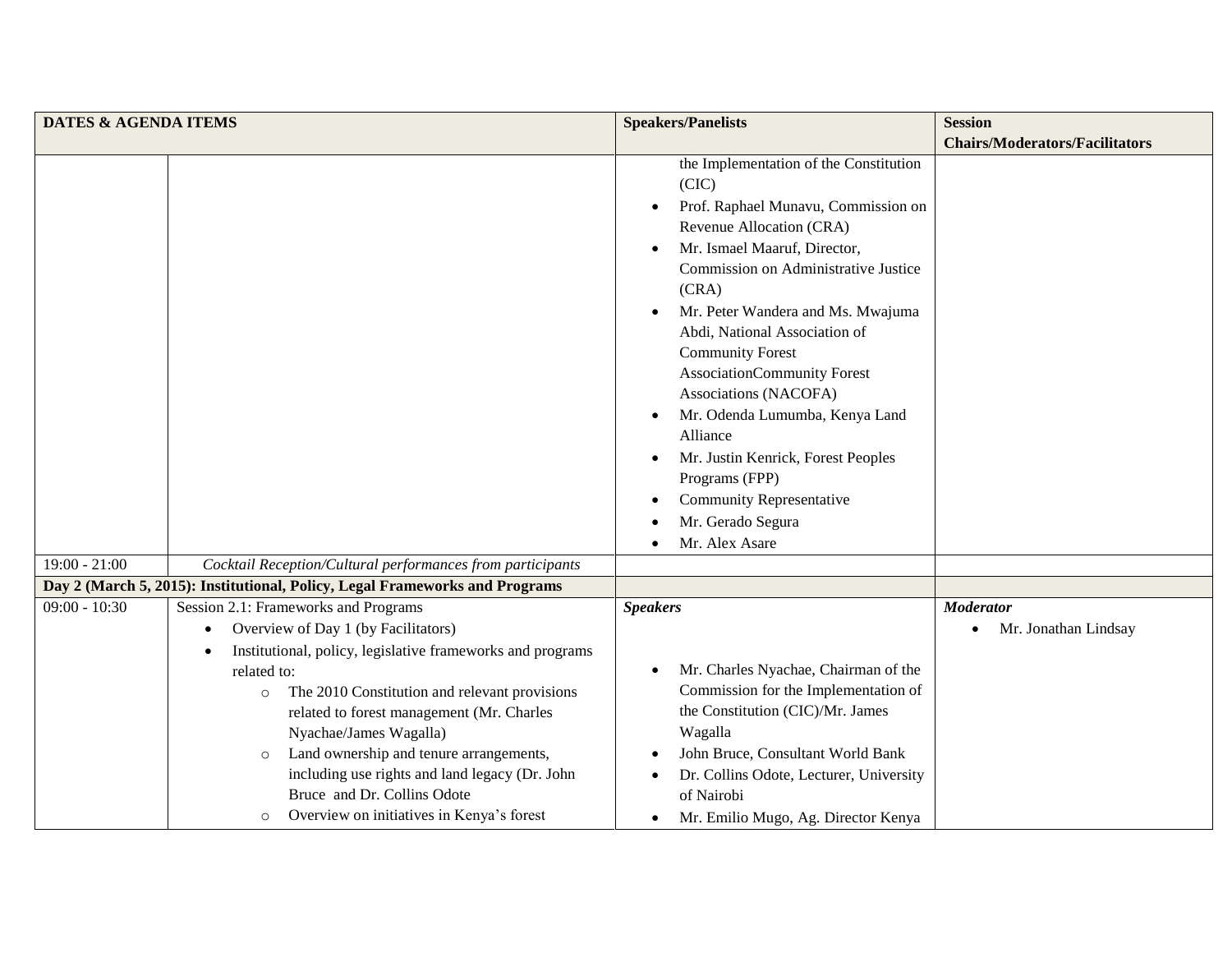| DATES & AGENDA ITEMS | | Speakers/Panelists | Session Chairs/Moderators/Facilitators |
| --- | --- | --- | --- |
| | | the Implementation of the Constitution (CIC)<br>• Prof. Raphael Munavu, Commission on Revenue Allocation (CRA)<br>• Mr. Ismael Maaruf, Director, Commission on Administrative Justice (CRA)<br>• Mr. Peter Wandera and Ms. Mwajuma Abdi, National Association of Community Forest AssociationCommunity Forest Associations (NACOFA)<br>• Mr. Odenda Lumumba, Kenya Land Alliance<br>• Mr. Justin Kenrick, Forest Peoples Programs (FPP)<br>• Community Representative<br>• Mr. Gerado Segura<br>• Mr. Alex Asare | |
| 19:00 - 21:00 | *Cocktail Reception/Cultural performances from participants* | | |
| **Day 2 (March 5, 2015): Institutional, Policy, Legal Frameworks and Programs** | | | |
| 09:00 - 10:30 | Session 2.1: Frameworks and Programs<br>• Overview of Day 1 (by Facilitators)<br>• Institutional, policy, legislative frameworks and programs related to:<br>○ The 2010 Constitution and relevant provisions related to forest management (Mr. Charles Nyachae/James Wagalla)<br>○ Land ownership and tenure arrangements, including use rights and land legacy (Dr. John Bruce and Dr. Collins Odote<br>○ Overview on initiatives in Kenya's forest | ***Speakers***<br>• Mr. Charles Nyachae, Chairman of the Commission for the Implementation of the Constitution (CIC)/Mr. James Wagalla<br>• John Bruce, Consultant World Bank<br>• Dr. Collins Odote, Lecturer, University of Nairobi<br>• Mr. Emilio Mugo, Ag. Director Kenya | ***Moderator***<br>• Mr. Jonathan Lindsay |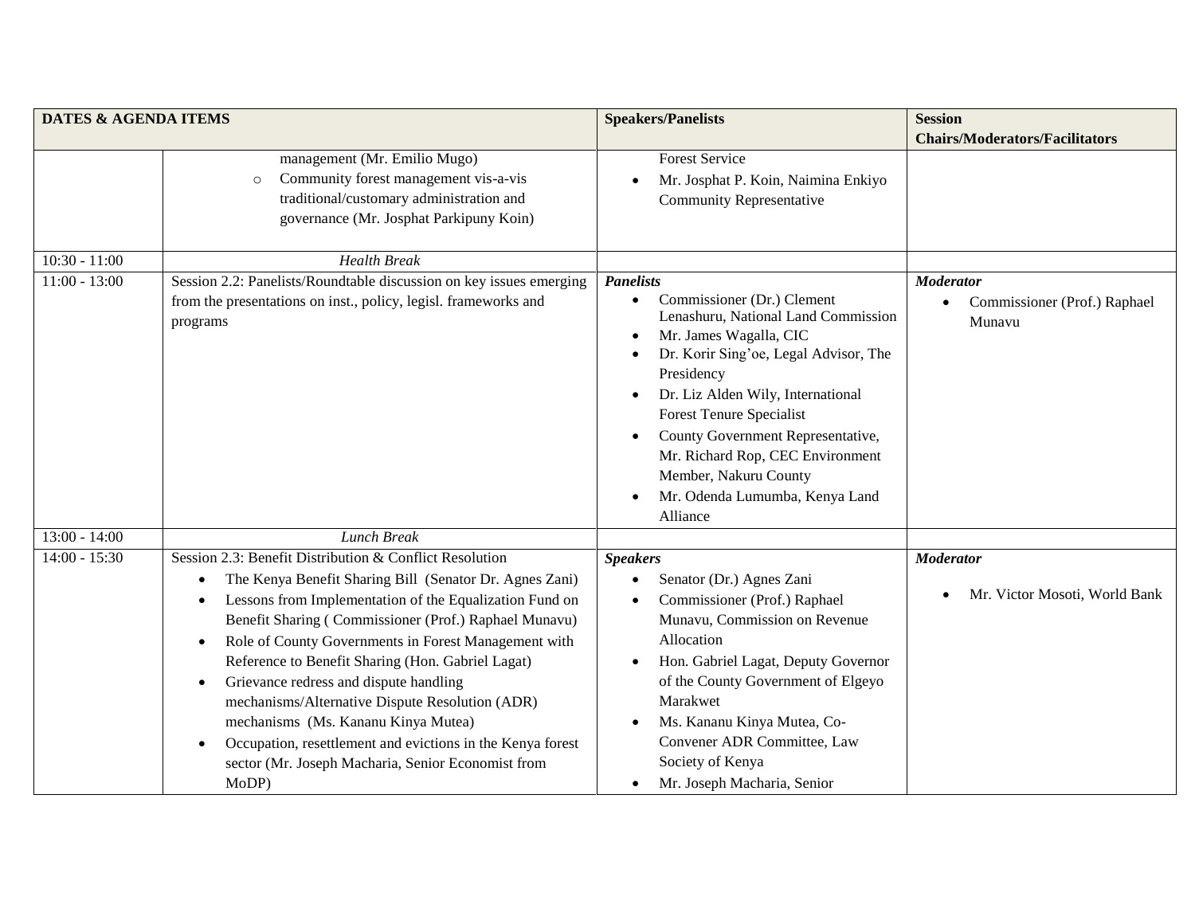| DATES & AGENDA ITEMS | | Speakers/Panelists | Session Chairs/Moderators/Facilitators |
| --- | --- | --- | --- |
| | management (Mr. Emilio Mugo)<br>○ Community forest management vis-a-vis traditional/customary administration and governance (Mr. Josphat Parkipuny Koin) | Forest Service<br>• Mr. Josphat P. Koin, Naimina Enkiyo Community Representative | |
| 10:30 - 11:00 | *Health Break* | | |
| 11:00 - 13:00 | Session 2.2: Panelists/Roundtable discussion on key issues emerging from the presentations on inst., policy, legisl. frameworks and programs | ***Panelists***<br>• Commissioner (Dr.) Clement Lenashuru, National Land Commission<br>• Mr. James Wagalla, CIC<br>• Dr. Korir Sing'oe, Legal Advisor, The Presidency<br>• Dr. Liz Alden Wily, International Forest Tenure Specialist<br>• County Government Representative, Mr. Richard Rop, CEC Environment Member, Nakuru County<br>• Mr. Odenda Lumumba, Kenya Land Alliance | ***Moderator***<br>• Commissioner (Prof.) Raphael Munavu |
| 13:00 - 14:00 | *Lunch Break* | | |
| 14:00 - 15:30 | Session 2.3: Benefit Distribution & Conflict Resolution<br>• The Kenya Benefit Sharing Bill (Senator Dr. Agnes Zani)<br>• Lessons from Implementation of the Equalization Fund on Benefit Sharing ( Commissioner (Prof.) Raphael Munavu)<br>• Role of County Governments in Forest Management with Reference to Benefit Sharing (Hon. Gabriel Lagat)<br>• Grievance redress and dispute handling mechanisms/Alternative Dispute Resolution (ADR) mechanisms (Ms. Kananu Kinya Mutea)<br>• Occupation, resettlement and evictions in the Kenya forest sector (Mr. Joseph Macharia, Senior Economist from MoDP) | ***Speakers***<br>• Senator (Dr.) Agnes Zani<br>• Commissioner (Prof.) Raphael Munavu, Commission on Revenue Allocation<br>• Hon. Gabriel Lagat, Deputy Governor of the County Government of Elgeyo Marakwet<br>• Ms. Kananu Kinya Mutea, Co-Convener ADR Committee, Law Society of Kenya<br>• Mr. Joseph Macharia, Senior | ***Moderator***<br>• Mr. Victor Mosoti, World Bank |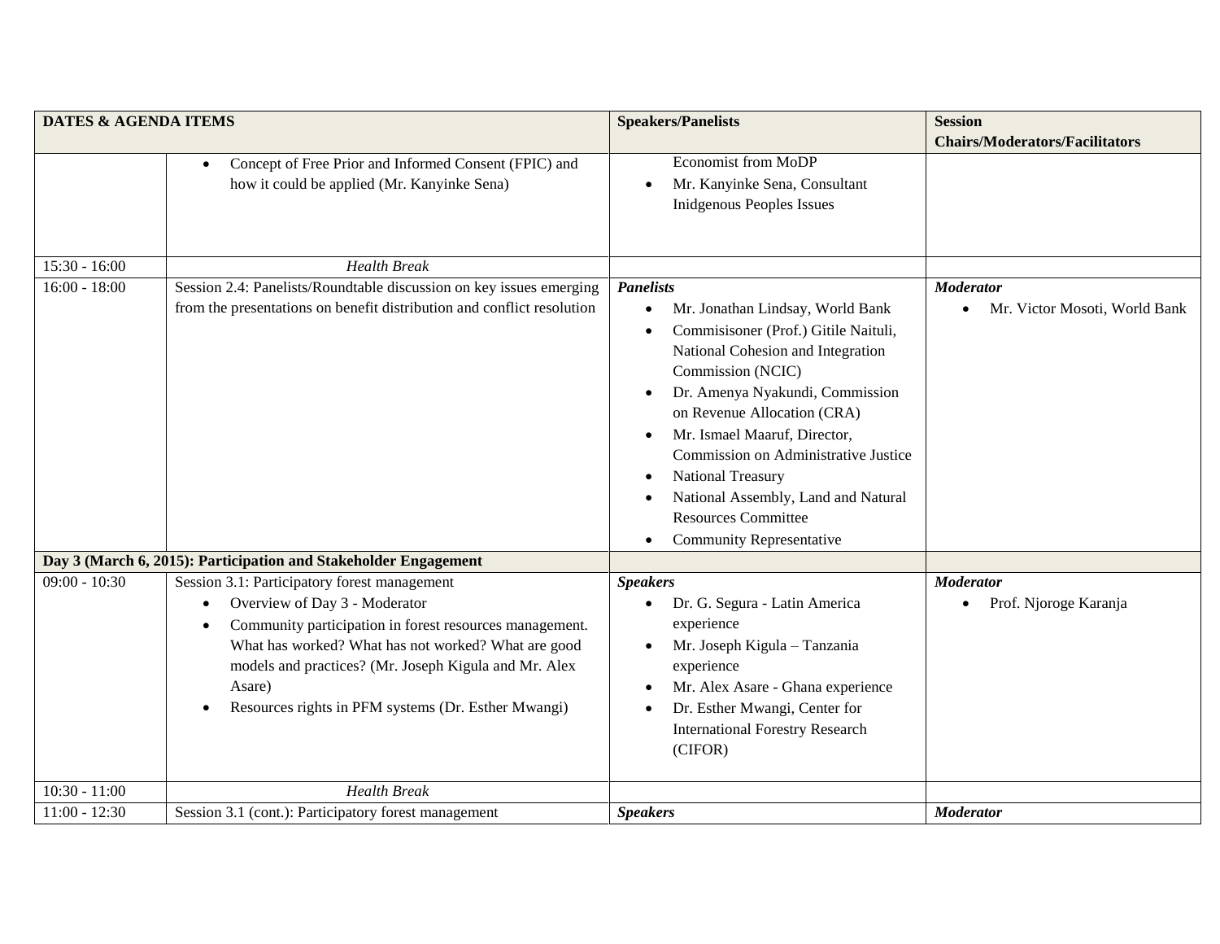| DATES & AGENDA ITEMS | | Speakers/Panelists | Session Chairs/Moderators/Facilitators |
|---|---|---|---|
| | • Concept of Free Prior and Informed Consent (FPIC) and how it could be applied (Mr. Kanyinke Sena) | Economist from MoDP<br>• Mr. Kanyinke Sena, Consultant Inidgenous Peoples Issues | |
| 15:30 - 16:00 | *Health Break* | | |
| 16:00 - 18:00 | Session 2.4: Panelists/Roundtable discussion on key issues emerging from the presentations on benefit distribution and conflict resolution | ***Panelists***<br>• Mr. Jonathan Lindsay, World Bank<br>• Commisisoner (Prof.) Gitile Naituli, National Cohesion and Integration Commission (NCIC)<br>• Dr. Amenya Nyakundi, Commission on Revenue Allocation (CRA)<br>• Mr. Ismael Maaruf, Director, Commission on Administrative Justice<br>• National Treasury<br>• National Assembly, Land and Natural Resources Committee<br>• Community Representative | ***Moderator***<br>• Mr. Victor Mosoti, World Bank |
| **Day 3 (March 6, 2015): Participation and Stakeholder Engagement** | | | |
| 09:00 - 10:30 | Session 3.1: Participatory forest management<br>• Overview of Day 3 - Moderator<br>• Community participation in forest resources management. What has worked? What has not worked? What are good models and practices? (Mr. Joseph Kigula and Mr. Alex Asare)<br>• Resources rights in PFM systems (Dr. Esther Mwangi) | ***Speakers***<br>• Dr. G. Segura - Latin America experience<br>• Mr. Joseph Kigula – Tanzania experience<br>• Mr. Alex Asare - Ghana experience<br>• Dr. Esther Mwangi, Center for International Forestry Research (CIFOR) | ***Moderator***<br>• Prof. Njoroge Karanja |
| 10:30 - 11:00 | *Health Break* | | |
| 11:00 - 12:30 | Session 3.1 (cont.): Participatory forest management | ***Speakers*** | ***Moderator*** |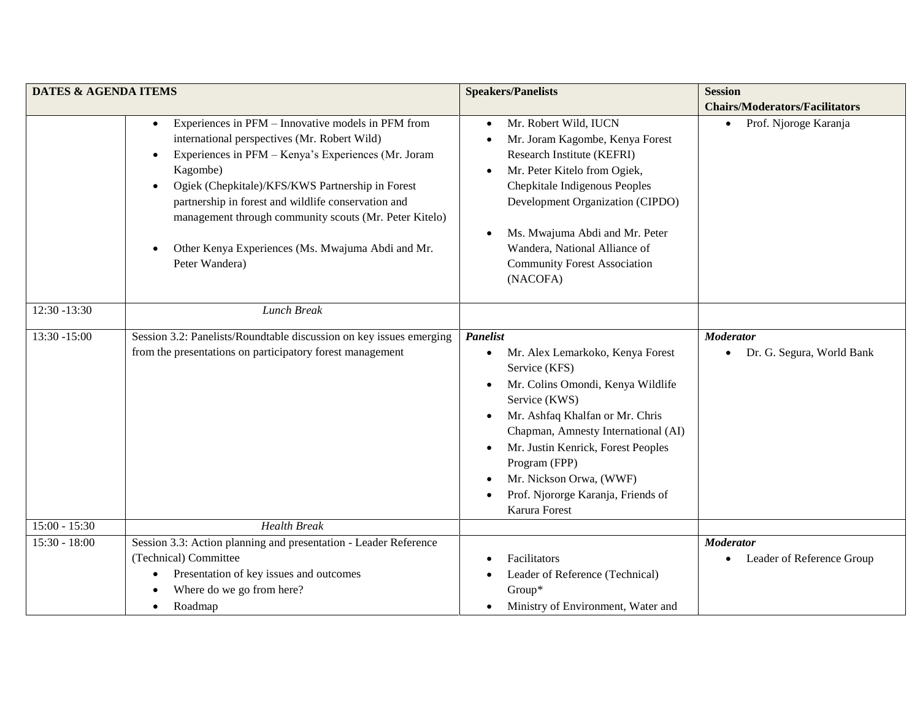| DATES & AGENDA ITEMS | | Speakers/Panelists | Session Chairs/Moderators/Facilitators |
|---|---|---|---|
| | • Experiences in PFM – Innovative models in PFM from international perspectives (Mr. Robert Wild)<br>• Experiences in PFM – Kenya's Experiences (Mr. Joram Kagombe)<br>• Ogiek (Chepkitale)/KFS/KWS Partnership in Forest partnership in forest and wildlife conservation and management through community scouts (Mr. Peter Kitelo)<br>• Other Kenya Experiences (Ms. Mwajuma Abdi and Mr. Peter Wandera) | • Mr. Robert Wild, IUCN<br>• Mr. Joram Kagombe, Kenya Forest Research Institute (KEFRI)<br>• Mr. Peter Kitelo from Ogiek, Chepkitale Indigenous Peoples Development Organization (CIPDO)<br>• Ms. Mwajuma Abdi and Mr. Peter Wandera, National Alliance of Community Forest Association (NACOFA) | • Prof. Njoroge Karanja |
| 12:30 -13:30 | *Lunch Break* | | |
| 13:30 -15:00 | Session 3.2: Panelists/Roundtable discussion on key issues emerging from the presentations on participatory forest management | ***Panelist***<br>• Mr. Alex Lemarkoko, Kenya Forest Service (KFS)<br>• Mr. Colins Omondi, Kenya Wildlife Service (KWS)<br>• Mr. Ashfaq Khalfan or Mr. Chris Chapman, Amnesty International (AI)<br>• Mr. Justin Kenrick, Forest Peoples Program (FPP)<br>• Mr. Nickson Orwa, (WWF)<br>• Prof. Njororge Karanja, Friends of Karura Forest | ***Moderator***<br>• Dr. G. Segura, World Bank |
| 15:00 - 15:30 | *Health Break* | | |
| 15:30 - 18:00 | Session 3.3: Action planning and presentation - Leader Reference (Technical) Committee<br>• Presentation of key issues and outcomes<br>• Where do we go from here?<br>• Roadmap | • Facilitators<br>• Leader of Reference (Technical) Group*<br>• Ministry of Environment, Water and | ***Moderator***<br>• Leader of Reference Group |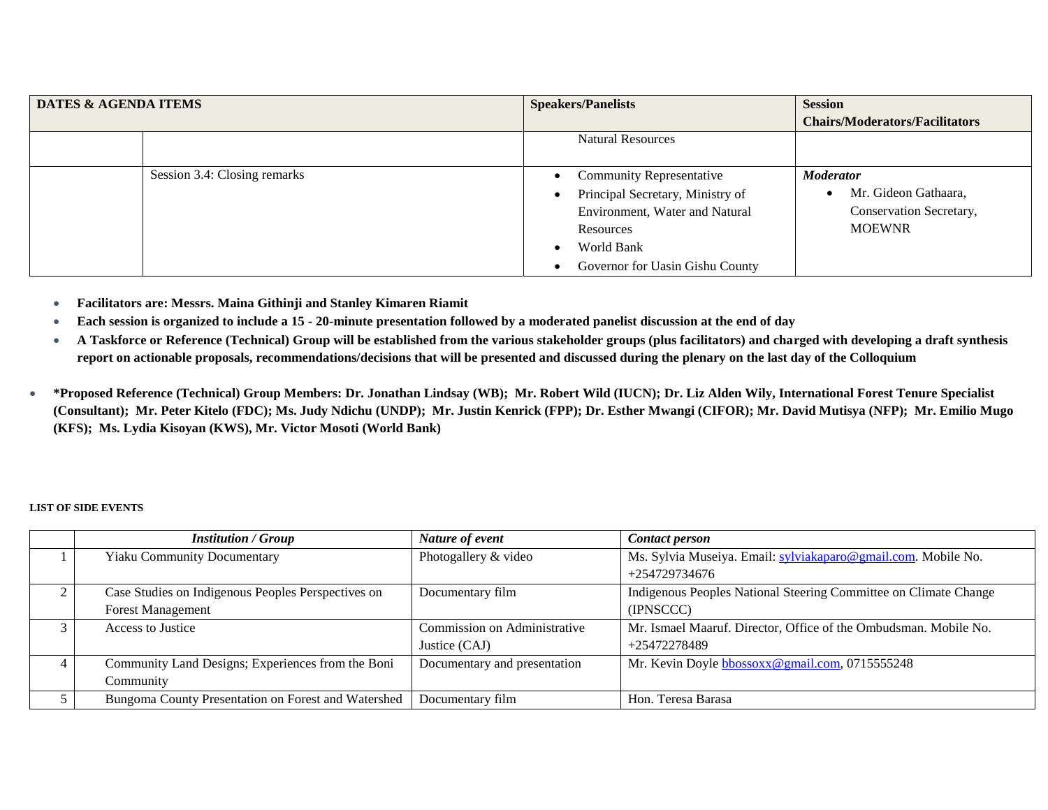| DATES & AGENDA ITEMS | | Speakers/Panelists | Session Chairs/Moderators/Facilitators |
|---|---|---|---|
| | | Natural Resources | |
| | Session 3.4: Closing remarks | • Community Representative<br>• Principal Secretary, Ministry of Environment, Water and Natural Resources<br>• World Bank<br>• Governor for Uasin Gishu County | ***Moderator***<br>• Mr. Gideon Gathaara, Conservation Secretary, MOEWNR |

- **Facilitators are: Messrs. Maina Githinji and Stanley Kimaren Riamit**
- **Each session is organized to include a 15 - 20-minute presentation followed by a moderated panelist discussion at the end of day**
- **A Taskforce or Reference (Technical) Group will be established from the various stakeholder groups (plus facilitators) and charged with developing a draft synthesis report on actionable proposals, recommendations/decisions that will be presented and discussed during the plenary on the last day of the Colloquium**

- **\*Proposed Reference (Technical) Group Members: Dr. Jonathan Lindsay (WB); Mr. Robert Wild (IUCN); Dr. Liz Alden Wily, International Forest Tenure Specialist (Consultant); Mr. Peter Kitelo (FDC); Ms. Judy Ndichu (UNDP); Mr. Justin Kenrick (FPP); Dr. Esther Mwangi (CIFOR); Mr. David Mutisya (NFP); Mr. Emilio Mugo (KFS); Ms. Lydia Kisoyan (KWS), Mr. Victor Mosoti (World Bank)**

**LIST OF SIDE EVENTS**

| | *Institution / Group* | *Nature of event* | *Contact person* |
|---|---|---|---|
| 1 | Yiaku Community Documentary | Photogallery & video | Ms. Sylvia Museiya. Email: sylviakaparo@gmail.com. Mobile No. +254729734676 |
| 2 | Case Studies on Indigenous Peoples Perspectives on Forest Management | Documentary film | Indigenous Peoples National Steering Committee on Climate Change (IPNSCCC) |
| 3 | Access to Justice | Commission on Administrative Justice (CAJ) | Mr. Ismael Maaruf. Director, Office of the Ombudsman. Mobile No. +25472278489 |
| 4 | Community Land Designs; Experiences from the Boni Community | Documentary and presentation | Mr. Kevin Doyle bbossoxx@gmail.com, 0715555248 |
| 5 | Bungoma County Presentation on Forest and Watershed | Documentary film | Hon. Teresa Barasa |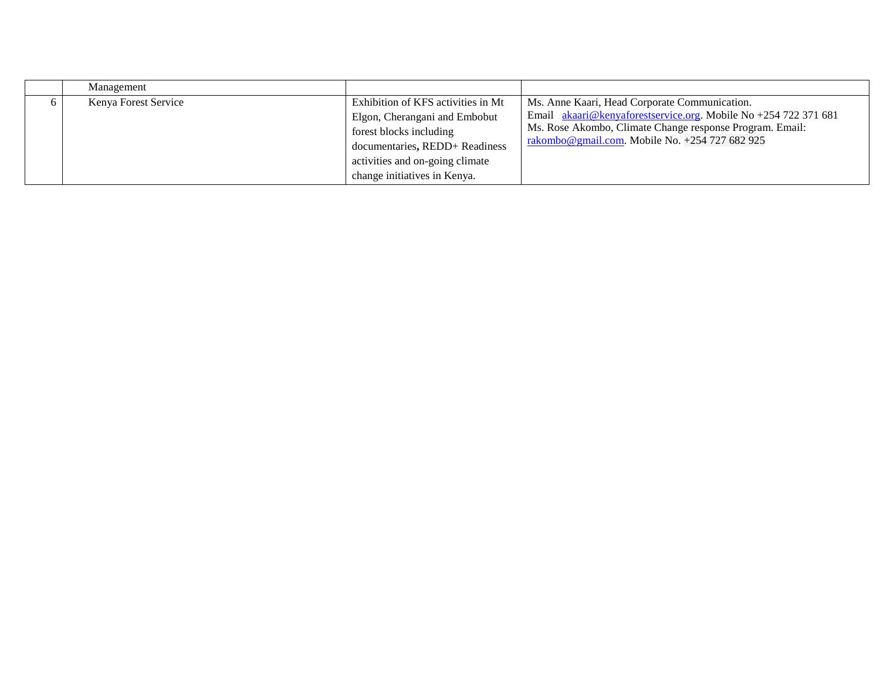| | | | |
|---|---|---|---|
| | Management | | |
| 6 | Kenya Forest Service | Exhibition of KFS activities in Mt Elgon, Cherangani and Embobut forest blocks including documentaries**,** REDD+ Readiness activities and on-going climate change initiatives in Kenya. | Ms. Anne Kaari, Head Corporate Communication.<br>Email akaari@kenyaforestservice.org. Mobile No +254 722 371 681<br>Ms. Rose Akombo, Climate Change response Program. Email: rakombo@gmail.com. Mobile No. +254 727 682 925 |